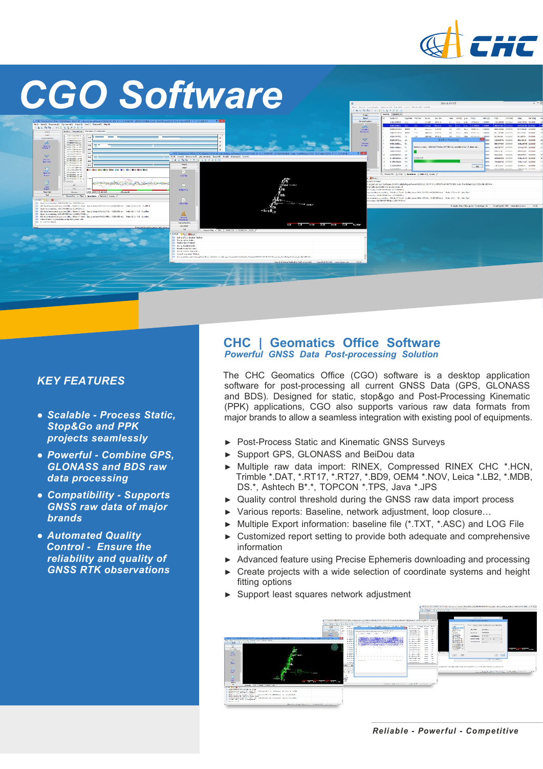# CGO Software

## KEY FEATURES

- ***Scalable - Process Static, Stop&Go and PPK projects seamlessly***
- ***Powerful - Combine GPS, GLONASS and BDS raw data processing***
- ***Compatibility - Supports GNSS raw data of major brands***
- ***Automated Quality Control - Ensure the reliability and quality of GNSS RTK observations***

## CHC | Geomatics Office Software

### *Powerful GNSS Data Post-processing Solution*

The CHC Geomatics Office (CGO) software is a desktop application software for post-processing all current GNSS Data (GPS, GLONASS and BDS). Designed for static, stop&go and Post-Processing Kinematic (PPK) applications, CGO also supports various raw data formats from major brands to allow a seamless integration with existing pool of equipments.

- ► Post-Process Static and Kinematic GNSS Surveys
- ► Support GPS, GLONASS and BeiDou data
- ► Multiple raw data import: RINEX, Compressed RINEX CHC *.HCN, Trimble *.DAT, *.RT17, *.RT27, *.BD9, OEM4 *.NOV, Leica *.LB2, *.MDB, DS.*, Ashtech B*.*, TOPCON *.TPS, Java *.JPS
- ► Quality control threshold during the GNSS raw data import process
- ► Various reports: Baseline, network adjustment, loop closure…
- ► Multiple Export information: baseline file (*.TXT, *.ASC) and LOG File
- ► Customized report setting to provide both adequate and comprehensive information
- ► Advanced feature using Precise Ephemeris downloading and processing
- ► Create projects with a wide selection of coordinate systems and height fitting options
- ► Support least squares network adjustment

*Reliable - Powerful - Competitive*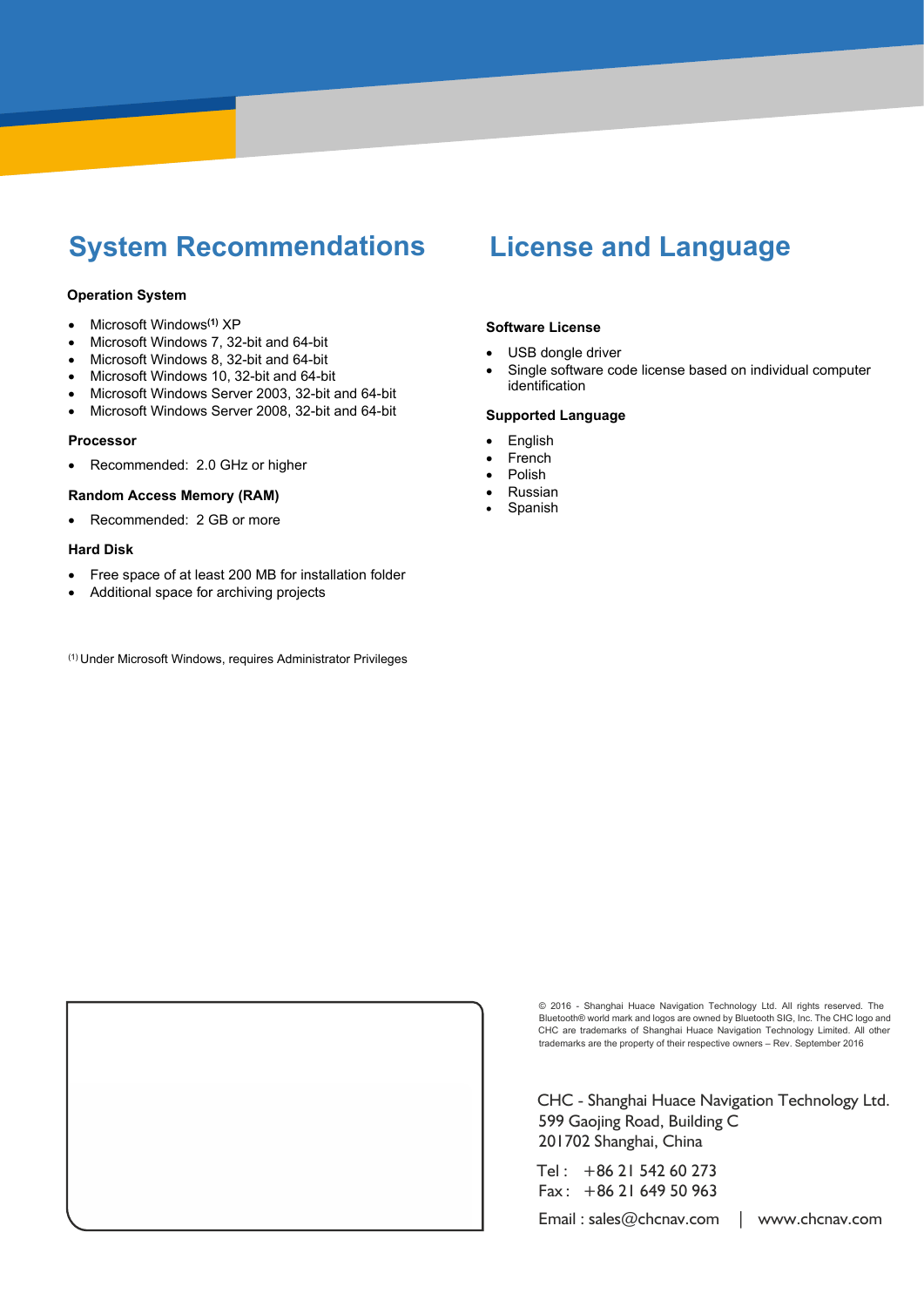## System Recommendations

**Operation System**

- Microsoft Windows[1] XP
- Microsoft Windows 7, 32-bit and 64-bit
- Microsoft Windows 8, 32-bit and 64-bit
- Microsoft Windows 10, 32-bit and 64-bit
- Microsoft Windows Server 2003, 32-bit and 64-bit
- Microsoft Windows Server 2008, 32-bit and 64-bit

**Processor**

- Recommended: 2.0 GHz or higher

**Random Access Memory (RAM)**

- Recommended: 2 GB or more

**Hard Disk**

- Free space of at least 200 MB for installation folder
- Additional space for archiving projects

[1] Under Microsoft Windows, requires Administrator Privileges

## License and Language

**Software License**

- USB dongle driver
- Single software code license based on individual computer identification

**Supported Language**

- English
- French
- Polish
- Russian
- Spanish

© 2016 - Shanghai Huace Navigation Technology Ltd. All rights reserved. The Bluetooth® world mark and logos are owned by Bluetooth SIG, Inc. The CHC logo and CHC are trademarks of Shanghai Huace Navigation Technology Limited. All other trademarks are the property of their respective owners – Rev. September 2016

CHC - Shanghai Huace Navigation Technology Ltd.
599 Gaojing Road, Building C
201702 Shanghai, China

Tel : +86 21 542 60 273
Fax : +86 21 649 50 963

Email : sales@chcnav.com | www.chcnav.com